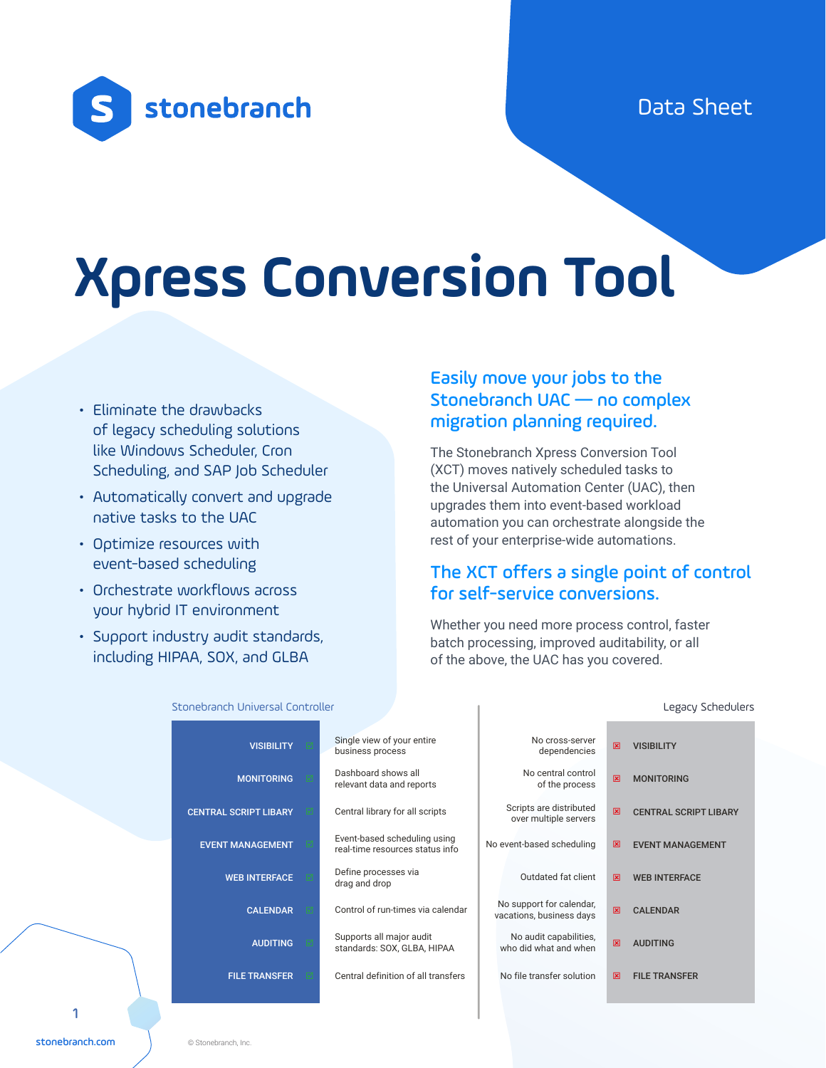stonebranch

Data Sheet

# Xpress Conversion Tool

- Eliminate the drawbacks of legacy scheduling solutions like Windows Scheduler, Cron Scheduling, and SAP Job Scheduler
- Automatically convert and upgrade native tasks to the UAC
- Optimize resources with event-based scheduling
- Orchestrate workflows across your hybrid IT environment
- Support industry audit standards, including HIPAA, SOX, and GLBA

## Easily move your jobs to the Stonebranch UAC — no complex migration planning required.

The Stonebranch Xpress Conversion Tool (XCT) moves natively scheduled tasks to the Universal Automation Center (UAC), then upgrades them into event-based workload automation you can orchestrate alongside the rest of your enterprise-wide automations.

## The XCT offers a single point of control for self-service conversions.

Whether you need more process control, faster batch processing, improved auditability, or all of the above, the UAC has you covered.

| Stonebranch Universal Controller | | Legacy Schedulers | |
|---|---|---|---|
| VISIBILITY ☑ | Single view of your entire business process | No cross-server dependencies | ☒ VISIBILITY |
| MONITORING ☑ | Dashboard shows all relevant data and reports | No central control of the process | ☒ MONITORING |
| CENTRAL SCRIPT LIBARY ☑ | Central library for all scripts | Scripts are distributed over multiple servers | ☒ CENTRAL SCRIPT LIBARY |
| EVENT MANAGEMENT ☑ | Event-based scheduling using real-time resources status info | No event-based scheduling | ☒ EVENT MANAGEMENT |
| WEB INTERFACE ☑ | Define processes via drag and drop | Outdated fat client | ☒ WEB INTERFACE |
| CALENDAR ☑ | Control of run-times via calendar | No support for calendar, vacations, business days | ☒ CALENDAR |
| AUDITING ☑ | Supports all major audit standards: SOX, GLBA, HIPAA | No audit capabilities, who did what and when | ☒ AUDITING |
| FILE TRANSFER ☑ | Central definition of all transfers | No file transfer solution | ☒ FILE TRANSFER |

stonebranch.com

© Stonebranch, Inc.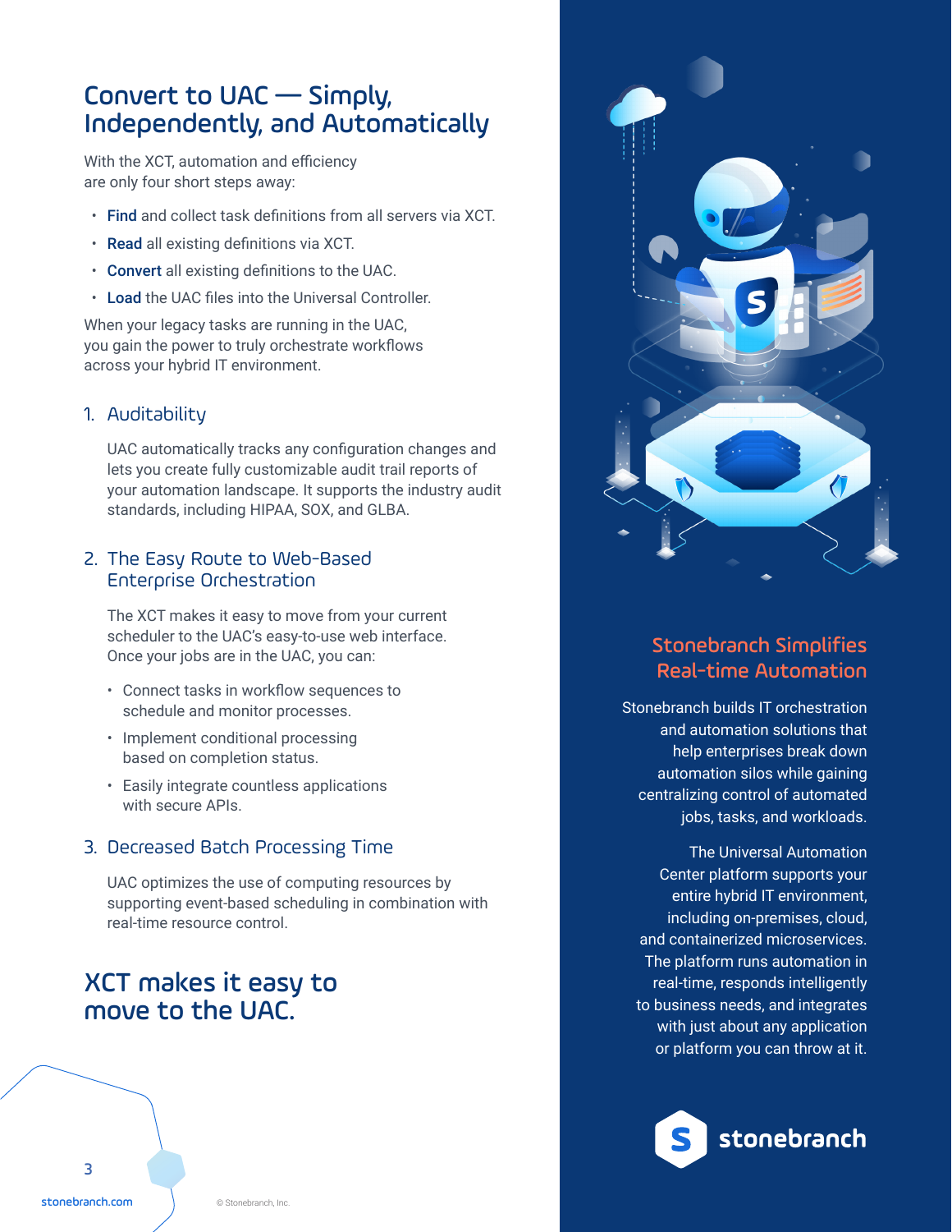# Convert to UAC — Simply, Independently, and Automatically

With the XCT, automation and efficiency are only four short steps away:

- **Find** and collect task definitions from all servers via XCT.
- **Read** all existing definitions via XCT.
- **Convert** all existing definitions to the UAC.
- **Load** the UAC files into the Universal Controller.

When your legacy tasks are running in the UAC, you gain the power to truly orchestrate workflows across your hybrid IT environment.

## 1. Auditability

UAC automatically tracks any configuration changes and lets you create fully customizable audit trail reports of your automation landscape. It supports the industry audit standards, including HIPAA, SOX, and GLBA.

## 2. The Easy Route to Web-Based Enterprise Orchestration

The XCT makes it easy to move from your current scheduler to the UAC's easy-to-use web interface. Once your jobs are in the UAC, you can:

- Connect tasks in workflow sequences to schedule and monitor processes.
- Implement conditional processing based on completion status.
- Easily integrate countless applications with secure APIs.

## 3. Decreased Batch Processing Time

UAC optimizes the use of computing resources by supporting event-based scheduling in combination with real-time resource control.

# XCT makes it easy to move to the UAC.

## Stonebranch Simplifies Real-time Automation

Stonebranch builds IT orchestration and automation solutions that help enterprises break down automation silos while gaining centralizing control of automated jobs, tasks, and workloads.

The Universal Automation Center platform supports your entire hybrid IT environment, including on-premises, cloud, and containerized microservices. The platform runs automation in real-time, responds intelligently to business needs, and integrates with just about any application or platform you can throw at it.

stonebranch

stonebranch.com

© Stonebranch, Inc.